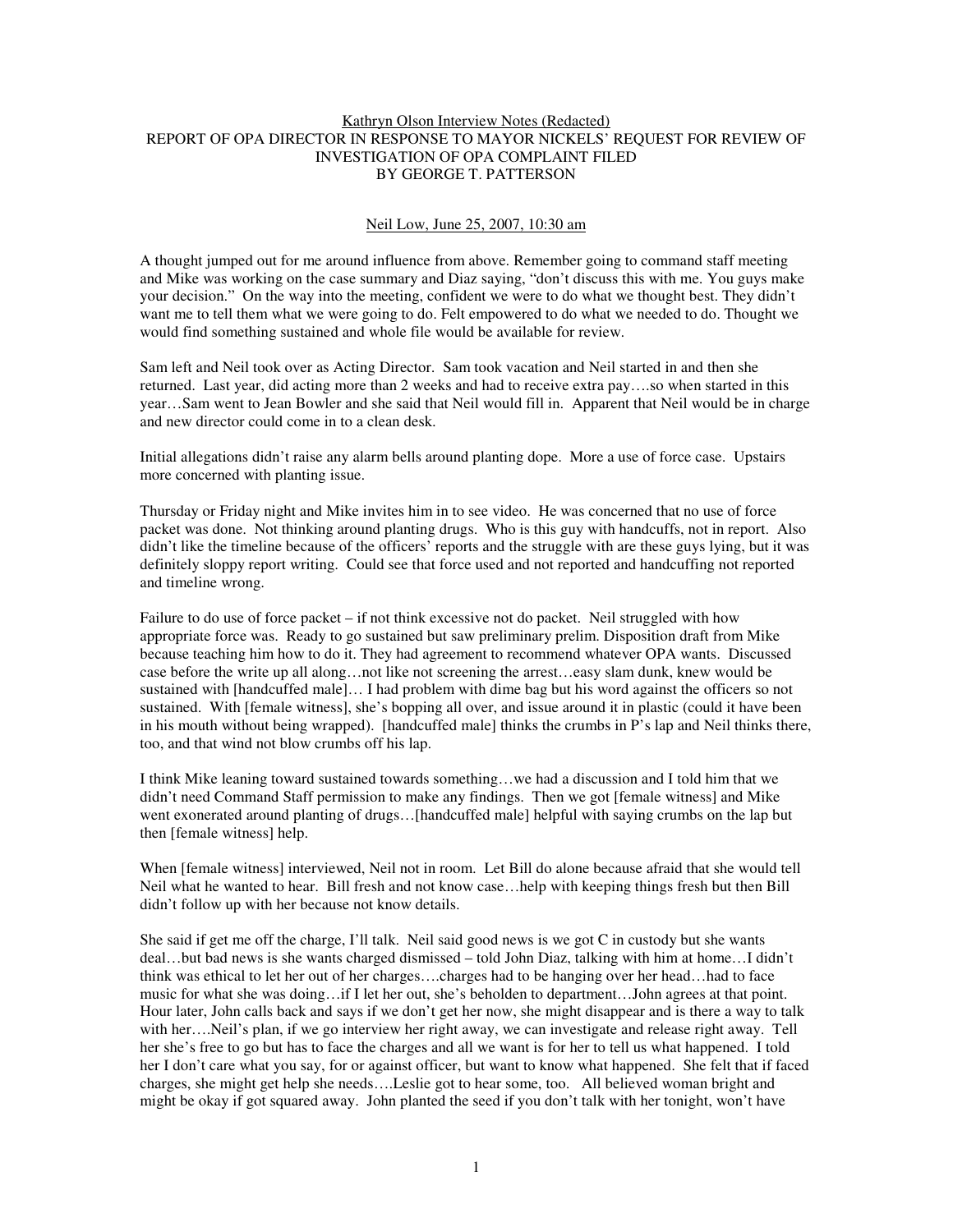Kathryn Olson Interview Notes (Redacted)

REPORT OF OPA DIRECTOR IN RESPONSE TO MAYOR NICKELS' REQUEST FOR REVIEW OF INVESTIGATION OF OPA COMPLAINT FILED BY GEORGE T. PATTERSON

Neil Low, June 25, 2007, 10:30 am

A thought jumped out for me around influence from above. Remember going to command staff meeting and Mike was working on the case summary and Diaz saying, "don't discuss this with me. You guys make your decision." On the way into the meeting, confident we were to do what we thought best. They didn't want me to tell them what we were going to do. Felt empowered to do what we needed to do. Thought we would find something sustained and whole file would be available for review.

Sam left and Neil took over as Acting Director. Sam took vacation and Neil started in and then she returned. Last year, did acting more than 2 weeks and had to receive extra pay….so when started in this year…Sam went to Jean Bowler and she said that Neil would fill in. Apparent that Neil would be in charge and new director could come in to a clean desk.

Initial allegations didn't raise any alarm bells around planting dope. More a use of force case. Upstairs more concerned with planting issue.

Thursday or Friday night and Mike invites him in to see video. He was concerned that no use of force packet was done. Not thinking around planting drugs. Who is this guy with handcuffs, not in report. Also didn't like the timeline because of the officers' reports and the struggle with are these guys lying, but it was definitely sloppy report writing. Could see that force used and not reported and handcuffing not reported and timeline wrong.

Failure to do use of force packet – if not think excessive not do packet. Neil struggled with how appropriate force was. Ready to go sustained but saw preliminary prelim. Disposition draft from Mike because teaching him how to do it. They had agreement to recommend whatever OPA wants. Discussed case before the write up all along…not like not screening the arrest…easy slam dunk, knew would be sustained with [handcuffed male]… I had problem with dime bag but his word against the officers so not sustained. With [female witness], she's bopping all over, and issue around it in plastic (could it have been in his mouth without being wrapped). [handcuffed male] thinks the crumbs in P's lap and Neil thinks there, too, and that wind not blow crumbs off his lap.

I think Mike leaning toward sustained towards something…we had a discussion and I told him that we didn't need Command Staff permission to make any findings. Then we got [female witness] and Mike went exonerated around planting of drugs…[handcuffed male] helpful with saying crumbs on the lap but then [female witness] help.

When [female witness] interviewed, Neil not in room. Let Bill do alone because afraid that she would tell Neil what he wanted to hear. Bill fresh and not know case…help with keeping things fresh but then Bill didn't follow up with her because not know details.

She said if get me off the charge, I'll talk. Neil said good news is we got C in custody but she wants deal…but bad news is she wants charged dismissed – told John Diaz, talking with him at home…I didn't think was ethical to let her out of her charges….charges had to be hanging over her head…had to face music for what she was doing…if I let her out, she's beholden to department…John agrees at that point. Hour later, John calls back and says if we don't get her now, she might disappear and is there a way to talk with her….Neil's plan, if we go interview her right away, we can investigate and release right away. Tell her she's free to go but has to face the charges and all we want is for her to tell us what happened. I told her I don't care what you say, for or against officer, but want to know what happened. She felt that if faced charges, she might get help she needs….Leslie got to hear some, too. All believed woman bright and might be okay if got squared away. John planted the seed if you don't talk with her tonight, won't have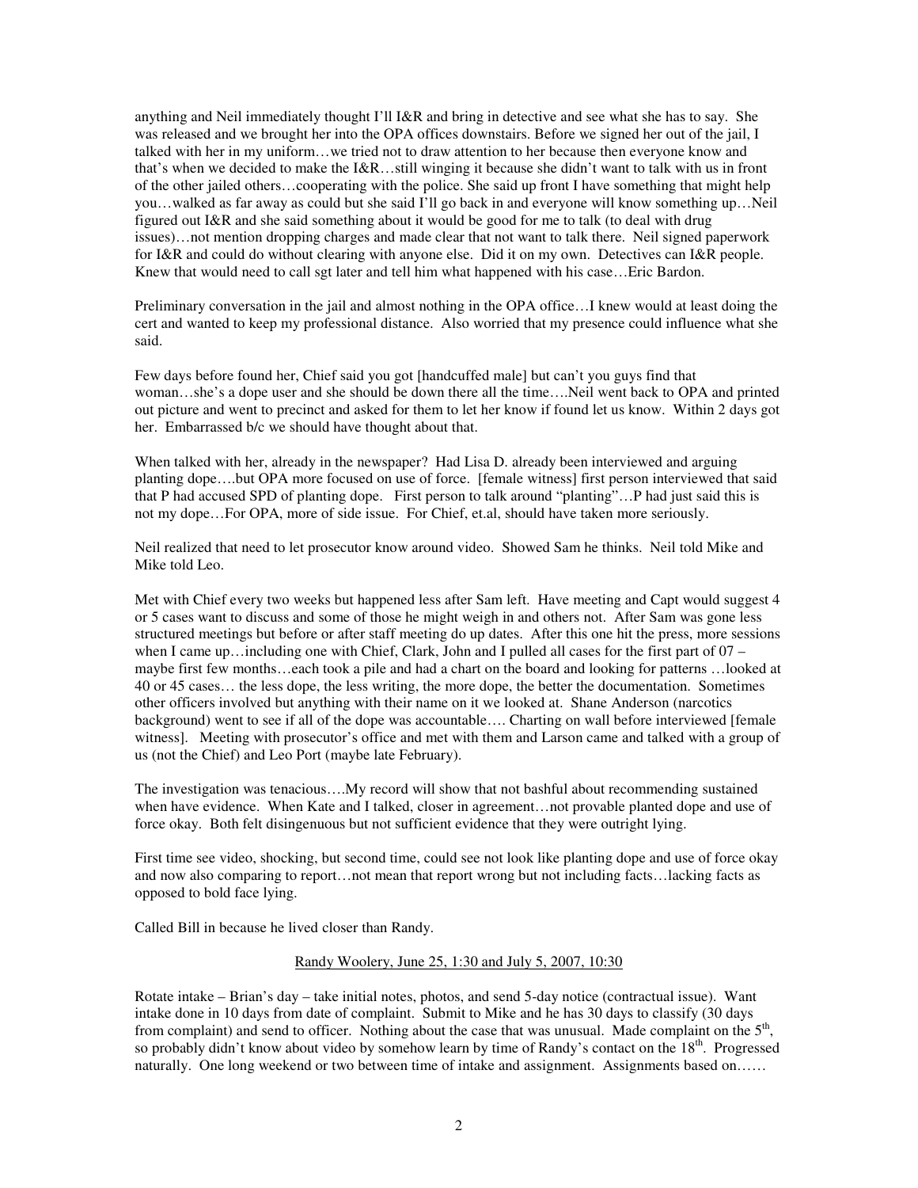anything and Neil immediately thought I'll I&R and bring in detective and see what she has to say. She was released and we brought her into the OPA offices downstairs. Before we signed her out of the jail, I talked with her in my uniform…we tried not to draw attention to her because then everyone know and that's when we decided to make the I&R…still winging it because she didn't want to talk with us in front of the other jailed others…cooperating with the police. She said up front I have something that might help you…walked as far away as could but she said I'll go back in and everyone will know something up…Neil figured out I&R and she said something about it would be good for me to talk (to deal with drug issues)…not mention dropping charges and made clear that not want to talk there. Neil signed paperwork for I&R and could do without clearing with anyone else. Did it on my own. Detectives can I&R people. Knew that would need to call sgt later and tell him what happened with his case…Eric Bardon.

Preliminary conversation in the jail and almost nothing in the OPA office…I knew would at least doing the cert and wanted to keep my professional distance. Also worried that my presence could influence what she said.

Few days before found her, Chief said you got [handcuffed male] but can't you guys find that woman…she's a dope user and she should be down there all the time….Neil went back to OPA and printed out picture and went to precinct and asked for them to let her know if found let us know. Within 2 days got her. Embarrassed b/c we should have thought about that.

When talked with her, already in the newspaper? Had Lisa D. already been interviewed and arguing planting dope….but OPA more focused on use of force. [female witness] first person interviewed that said that P had accused SPD of planting dope. First person to talk around "planting"…P had just said this is not my dope…For OPA, more of side issue. For Chief, et.al, should have taken more seriously.

Neil realized that need to let prosecutor know around video. Showed Sam he thinks. Neil told Mike and Mike told Leo.

Met with Chief every two weeks but happened less after Sam left. Have meeting and Capt would suggest 4 or 5 cases want to discuss and some of those he might weigh in and others not. After Sam was gone less structured meetings but before or after staff meeting do up dates. After this one hit the press, more sessions when I came up…including one with Chief, Clark, John and I pulled all cases for the first part of 07 – maybe first few months…each took a pile and had a chart on the board and looking for patterns …looked at 40 or 45 cases… the less dope, the less writing, the more dope, the better the documentation. Sometimes other officers involved but anything with their name on it we looked at. Shane Anderson (narcotics background) went to see if all of the dope was accountable…. Charting on wall before interviewed [female witness]. Meeting with prosecutor's office and met with them and Larson came and talked with a group of us (not the Chief) and Leo Port (maybe late February).

The investigation was tenacious….My record will show that not bashful about recommending sustained when have evidence. When Kate and I talked, closer in agreement…not provable planted dope and use of force okay. Both felt disingenuous but not sufficient evidence that they were outright lying.

First time see video, shocking, but second time, could see not look like planting dope and use of force okay and now also comparing to report…not mean that report wrong but not including facts…lacking facts as opposed to bold face lying.

Called Bill in because he lived closer than Randy.

<u>Randy Woolery, June 25, 1:30 and July 5, 2007, 10:30</u>

Rotate intake – Brian's day – take initial notes, photos, and send 5-day notice (contractual issue). Want intake done in 10 days from date of complaint. Submit to Mike and he has 30 days to classify (30 days from complaint) and send to officer. Nothing about the case that was unusual. Made complaint on the 5th, so probably didn't know about video by somehow learn by time of Randy's contact on the 18th. Progressed naturally. One long weekend or two between time of intake and assignment. Assignments based on……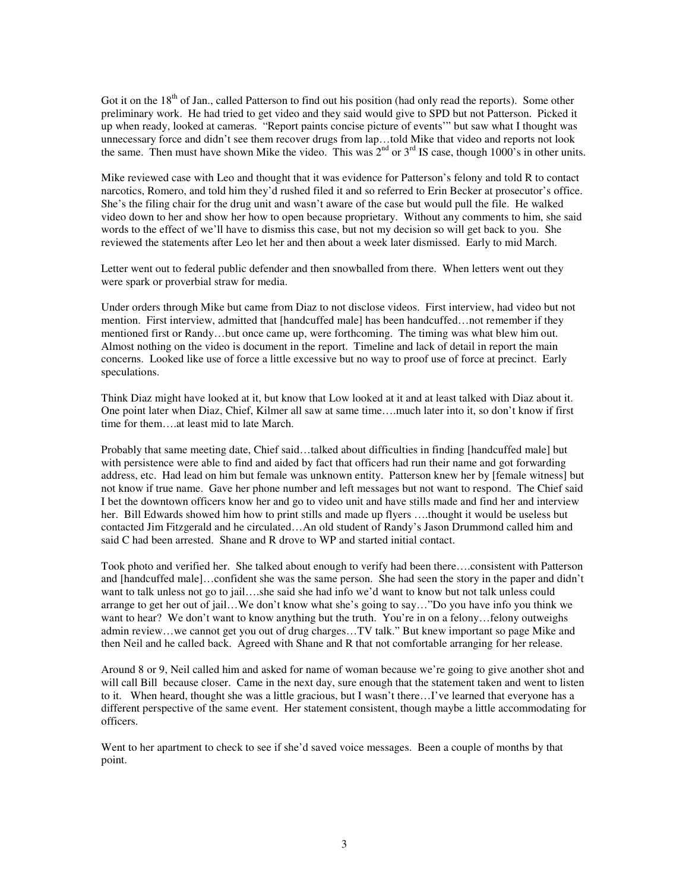Got it on the 18th of Jan., called Patterson to find out his position (had only read the reports). Some other preliminary work. He had tried to get video and they said would give to SPD but not Patterson. Picked it up when ready, looked at cameras. "Report paints concise picture of events'" but saw what I thought was unnecessary force and didn't see them recover drugs from lap…told Mike that video and reports not look the same. Then must have shown Mike the video. This was 2nd or 3rd IS case, though 1000's in other units.

Mike reviewed case with Leo and thought that it was evidence for Patterson's felony and told R to contact narcotics, Romero, and told him they'd rushed filed it and so referred to Erin Becker at prosecutor's office. She's the filing chair for the drug unit and wasn't aware of the case but would pull the file. He walked video down to her and show her how to open because proprietary. Without any comments to him, she said words to the effect of we'll have to dismiss this case, but not my decision so will get back to you. She reviewed the statements after Leo let her and then about a week later dismissed. Early to mid March.

Letter went out to federal public defender and then snowballed from there. When letters went out they were spark or proverbial straw for media.

Under orders through Mike but came from Diaz to not disclose videos. First interview, had video but not mention. First interview, admitted that [handcuffed male] has been handcuffed…not remember if they mentioned first or Randy…but once came up, were forthcoming. The timing was what blew him out. Almost nothing on the video is document in the report. Timeline and lack of detail in report the main concerns. Looked like use of force a little excessive but no way to proof use of force at precinct. Early speculations.

Think Diaz might have looked at it, but know that Low looked at it and at least talked with Diaz about it. One point later when Diaz, Chief, Kilmer all saw at same time….much later into it, so don't know if first time for them….at least mid to late March.

Probably that same meeting date, Chief said…talked about difficulties in finding [handcuffed male] but with persistence were able to find and aided by fact that officers had run their name and got forwarding address, etc. Had lead on him but female was unknown entity. Patterson knew her by [female witness] but not know if true name. Gave her phone number and left messages but not want to respond. The Chief said I bet the downtown officers know her and go to video unit and have stills made and find her and interview her. Bill Edwards showed him how to print stills and made up flyers ….thought it would be useless but contacted Jim Fitzgerald and he circulated…An old student of Randy's Jason Drummond called him and said C had been arrested. Shane and R drove to WP and started initial contact.

Took photo and verified her. She talked about enough to verify had been there….consistent with Patterson and [handcuffed male]…confident she was the same person. She had seen the story in the paper and didn't want to talk unless not go to jail….she said she had info we'd want to know but not talk unless could arrange to get her out of jail…We don't know what she's going to say…"Do you have info you think we want to hear? We don't want to know anything but the truth. You're in on a felony…felony outweighs admin review…we cannot get you out of drug charges…TV talk." But knew important so page Mike and then Neil and he called back. Agreed with Shane and R that not comfortable arranging for her release.

Around 8 or 9, Neil called him and asked for name of woman because we're going to give another shot and will call Bill because closer. Came in the next day, sure enough that the statement taken and went to listen to it. When heard, thought she was a little gracious, but I wasn't there…I've learned that everyone has a different perspective of the same event. Her statement consistent, though maybe a little accommodating for officers.

Went to her apartment to check to see if she'd saved voice messages. Been a couple of months by that point.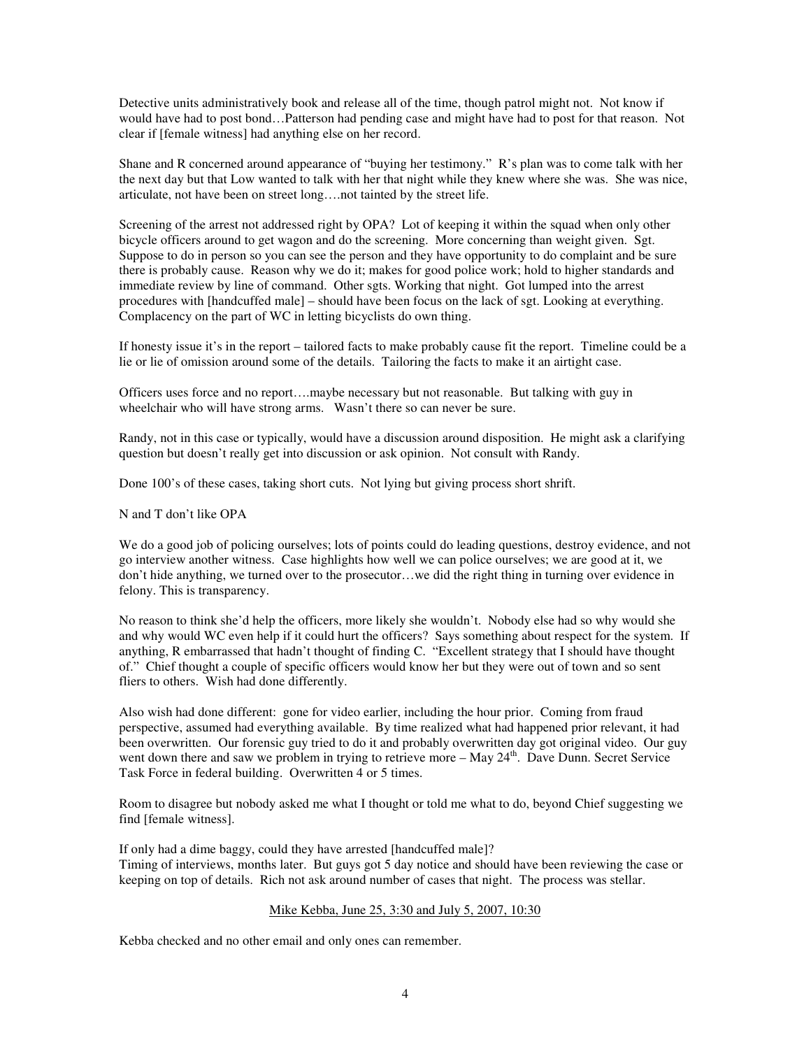Detective units administratively book and release all of the time, though patrol might not. Not know if would have had to post bond…Patterson had pending case and might have had to post for that reason. Not clear if [female witness] had anything else on her record.

Shane and R concerned around appearance of "buying her testimony." R's plan was to come talk with her the next day but that Low wanted to talk with her that night while they knew where she was. She was nice, articulate, not have been on street long….not tainted by the street life.

Screening of the arrest not addressed right by OPA? Lot of keeping it within the squad when only other bicycle officers around to get wagon and do the screening. More concerning than weight given. Sgt. Suppose to do in person so you can see the person and they have opportunity to do complaint and be sure there is probably cause. Reason why we do it; makes for good police work; hold to higher standards and immediate review by line of command. Other sgts. Working that night. Got lumped into the arrest procedures with [handcuffed male] – should have been focus on the lack of sgt. Looking at everything. Complacency on the part of WC in letting bicyclists do own thing.

If honesty issue it's in the report – tailored facts to make probably cause fit the report. Timeline could be a lie or lie of omission around some of the details. Tailoring the facts to make it an airtight case.

Officers uses force and no report….maybe necessary but not reasonable. But talking with guy in wheelchair who will have strong arms. Wasn't there so can never be sure.

Randy, not in this case or typically, would have a discussion around disposition. He might ask a clarifying question but doesn't really get into discussion or ask opinion. Not consult with Randy.

Done 100's of these cases, taking short cuts. Not lying but giving process short shrift.

N and T don't like OPA

We do a good job of policing ourselves; lots of points could do leading questions, destroy evidence, and not go interview another witness. Case highlights how well we can police ourselves; we are good at it, we don't hide anything, we turned over to the prosecutor…we did the right thing in turning over evidence in felony. This is transparency.

No reason to think she'd help the officers, more likely she wouldn't. Nobody else had so why would she and why would WC even help if it could hurt the officers? Says something about respect for the system. If anything, R embarrassed that hadn't thought of finding C. "Excellent strategy that I should have thought of." Chief thought a couple of specific officers would know her but they were out of town and so sent fliers to others. Wish had done differently.

Also wish had done different: gone for video earlier, including the hour prior. Coming from fraud perspective, assumed had everything available. By time realized what had happened prior relevant, it had been overwritten. Our forensic guy tried to do it and probably overwritten day got original video. Our guy went down there and saw we problem in trying to retrieve more – May 24th. Dave Dunn. Secret Service Task Force in federal building. Overwritten 4 or 5 times.

Room to disagree but nobody asked me what I thought or told me what to do, beyond Chief suggesting we find [female witness].

If only had a dime baggy, could they have arrested [handcuffed male]?
Timing of interviews, months later. But guys got 5 day notice and should have been reviewing the case or keeping on top of details. Rich not ask around number of cases that night. The process was stellar.

<u>Mike Kebba, June 25, 3:30 and July 5, 2007, 10:30</u>

Kebba checked and no other email and only ones can remember.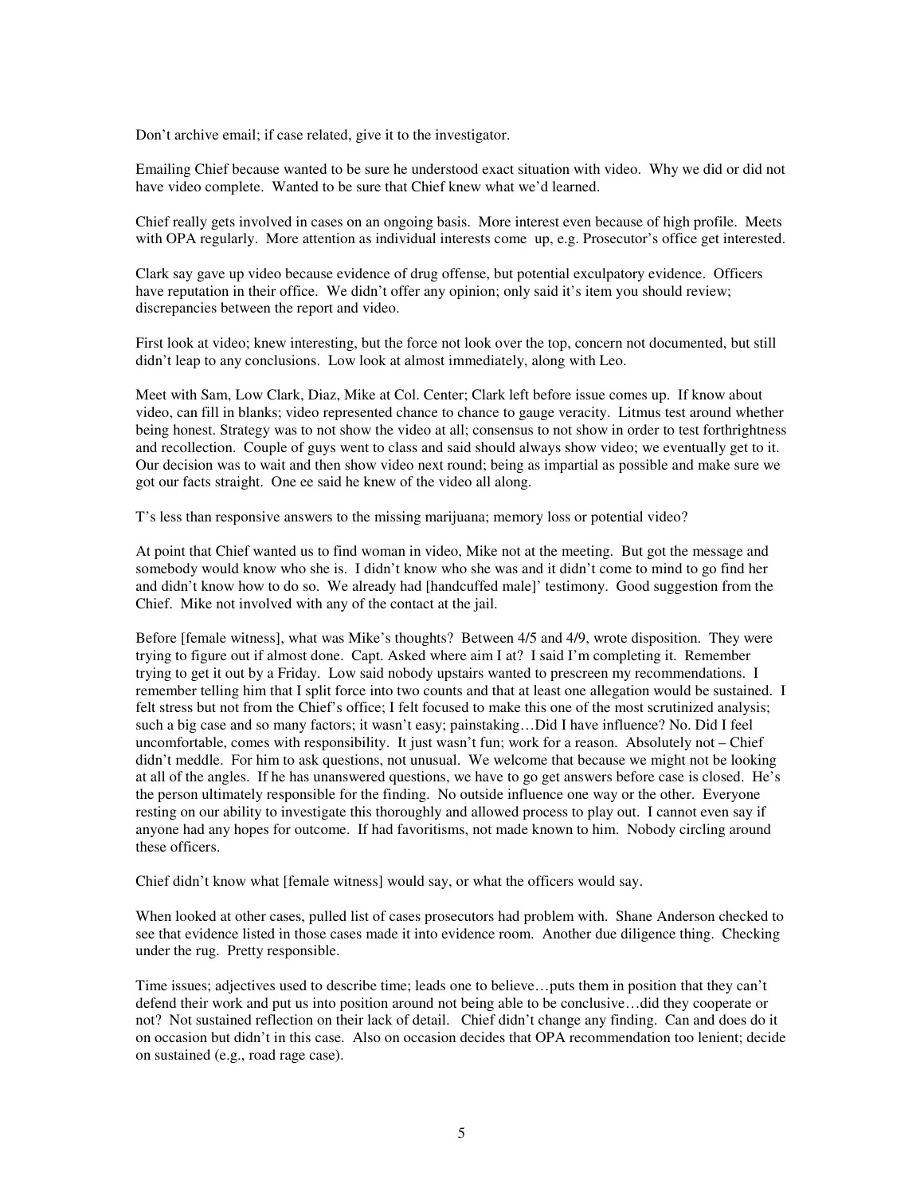Don't archive email; if case related, give it to the investigator.

Emailing Chief because wanted to be sure he understood exact situation with video. Why we did or did not have video complete. Wanted to be sure that Chief knew what we'd learned.

Chief really gets involved in cases on an ongoing basis. More interest even because of high profile. Meets with OPA regularly. More attention as individual interests come up, e.g. Prosecutor's office get interested.

Clark say gave up video because evidence of drug offense, but potential exculpatory evidence. Officers have reputation in their office. We didn't offer any opinion; only said it's item you should review; discrepancies between the report and video.

First look at video; knew interesting, but the force not look over the top, concern not documented, but still didn't leap to any conclusions. Low look at almost immediately, along with Leo.

Meet with Sam, Low Clark, Diaz, Mike at Col. Center; Clark left before issue comes up. If know about video, can fill in blanks; video represented chance to chance to gauge veracity. Litmus test around whether being honest. Strategy was to not show the video at all; consensus to not show in order to test forthrightness and recollection. Couple of guys went to class and said should always show video; we eventually get to it. Our decision was to wait and then show video next round; being as impartial as possible and make sure we got our facts straight. One ee said he knew of the video all along.

T's less than responsive answers to the missing marijuana; memory loss or potential video?

At point that Chief wanted us to find woman in video, Mike not at the meeting. But got the message and somebody would know who she is. I didn't know who she was and it didn't come to mind to go find her and didn't know how to do so. We already had [handcuffed male]' testimony. Good suggestion from the Chief. Mike not involved with any of the contact at the jail.

Before [female witness], what was Mike's thoughts? Between 4/5 and 4/9, wrote disposition. They were trying to figure out if almost done. Capt. Asked where aim I at? I said I'm completing it. Remember trying to get it out by a Friday. Low said nobody upstairs wanted to prescreen my recommendations. I remember telling him that I split force into two counts and that at least one allegation would be sustained. I felt stress but not from the Chief's office; I felt focused to make this one of the most scrutinized analysis; such a big case and so many factors; it wasn't easy; painstaking…Did I have influence? No. Did I feel uncomfortable, comes with responsibility. It just wasn't fun; work for a reason. Absolutely not – Chief didn't meddle. For him to ask questions, not unusual. We welcome that because we might not be looking at all of the angles. If he has unanswered questions, we have to go get answers before case is closed. He's the person ultimately responsible for the finding. No outside influence one way or the other. Everyone resting on our ability to investigate this thoroughly and allowed process to play out. I cannot even say if anyone had any hopes for outcome. If had favoritisms, not made known to him. Nobody circling around these officers.

Chief didn't know what [female witness] would say, or what the officers would say.

When looked at other cases, pulled list of cases prosecutors had problem with. Shane Anderson checked to see that evidence listed in those cases made it into evidence room. Another due diligence thing. Checking under the rug. Pretty responsible.

Time issues; adjectives used to describe time; leads one to believe…puts them in position that they can't defend their work and put us into position around not being able to be conclusive…did they cooperate or not? Not sustained reflection on their lack of detail. Chief didn't change any finding. Can and does do it on occasion but didn't in this case. Also on occasion decides that OPA recommendation too lenient; decide on sustained (e.g., road rage case).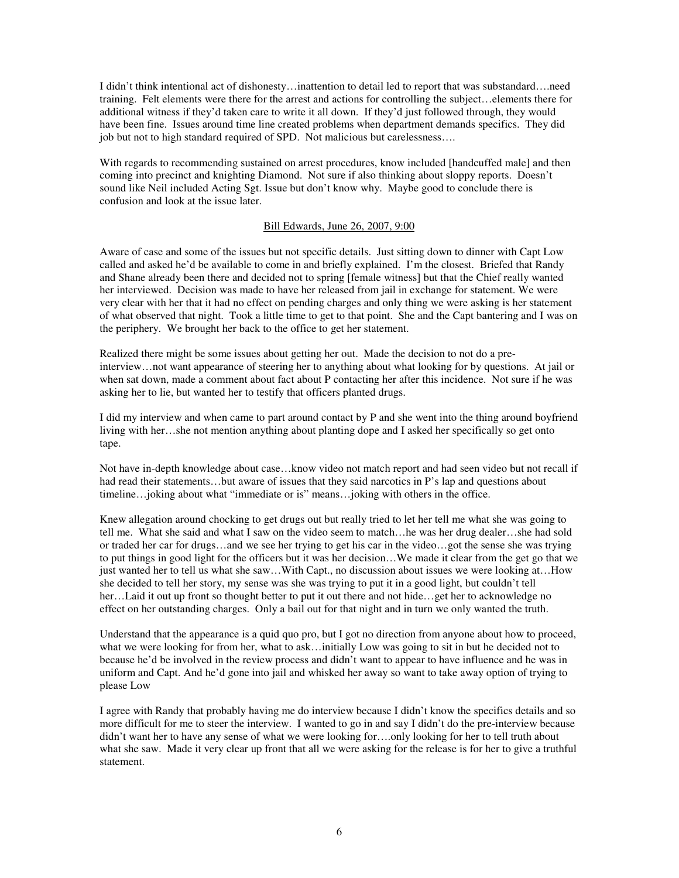I didn't think intentional act of dishonesty…inattention to detail led to report that was substandard….need training. Felt elements were there for the arrest and actions for controlling the subject…elements there for additional witness if they'd taken care to write it all down. If they'd just followed through, they would have been fine. Issues around time line created problems when department demands specifics. They did job but not to high standard required of SPD. Not malicious but carelessness….

With regards to recommending sustained on arrest procedures, know included [handcuffed male] and then coming into precinct and knighting Diamond. Not sure if also thinking about sloppy reports. Doesn't sound like Neil included Acting Sgt. Issue but don't know why. Maybe good to conclude there is confusion and look at the issue later.

<u>Bill Edwards, June 26, 2007, 9:00</u>

Aware of case and some of the issues but not specific details. Just sitting down to dinner with Capt Low called and asked he'd be available to come in and briefly explained. I'm the closest. Briefed that Randy and Shane already been there and decided not to spring [female witness] but that the Chief really wanted her interviewed. Decision was made to have her released from jail in exchange for statement. We were very clear with her that it had no effect on pending charges and only thing we were asking is her statement of what observed that night. Took a little time to get to that point. She and the Capt bantering and I was on the periphery. We brought her back to the office to get her statement.

Realized there might be some issues about getting her out. Made the decision to not do a pre-interview…not want appearance of steering her to anything about what looking for by questions. At jail or when sat down, made a comment about fact about P contacting her after this incidence. Not sure if he was asking her to lie, but wanted her to testify that officers planted drugs.

I did my interview and when came to part around contact by P and she went into the thing around boyfriend living with her…she not mention anything about planting dope and I asked her specifically so get onto tape.

Not have in-depth knowledge about case…know video not match report and had seen video but not recall if had read their statements…but aware of issues that they said narcotics in P's lap and questions about timeline…joking about what "immediate or is" means…joking with others in the office.

Knew allegation around chocking to get drugs out but really tried to let her tell me what she was going to tell me. What she said and what I saw on the video seem to match…he was her drug dealer…she had sold or traded her car for drugs…and we see her trying to get his car in the video…got the sense she was trying to put things in good light for the officers but it was her decision…We made it clear from the get go that we just wanted her to tell us what she saw…With Capt., no discussion about issues we were looking at…How she decided to tell her story, my sense was she was trying to put it in a good light, but couldn't tell her…Laid it out up front so thought better to put it out there and not hide…get her to acknowledge no effect on her outstanding charges. Only a bail out for that night and in turn we only wanted the truth.

Understand that the appearance is a quid quo pro, but I got no direction from anyone about how to proceed, what we were looking for from her, what to ask…initially Low was going to sit in but he decided not to because he'd be involved in the review process and didn't want to appear to have influence and he was in uniform and Capt. And he'd gone into jail and whisked her away so want to take away option of trying to please Low

I agree with Randy that probably having me do interview because I didn't know the specifics details and so more difficult for me to steer the interview. I wanted to go in and say I didn't do the pre-interview because didn't want her to have any sense of what we were looking for….only looking for her to tell truth about what she saw. Made it very clear up front that all we were asking for the release is for her to give a truthful statement.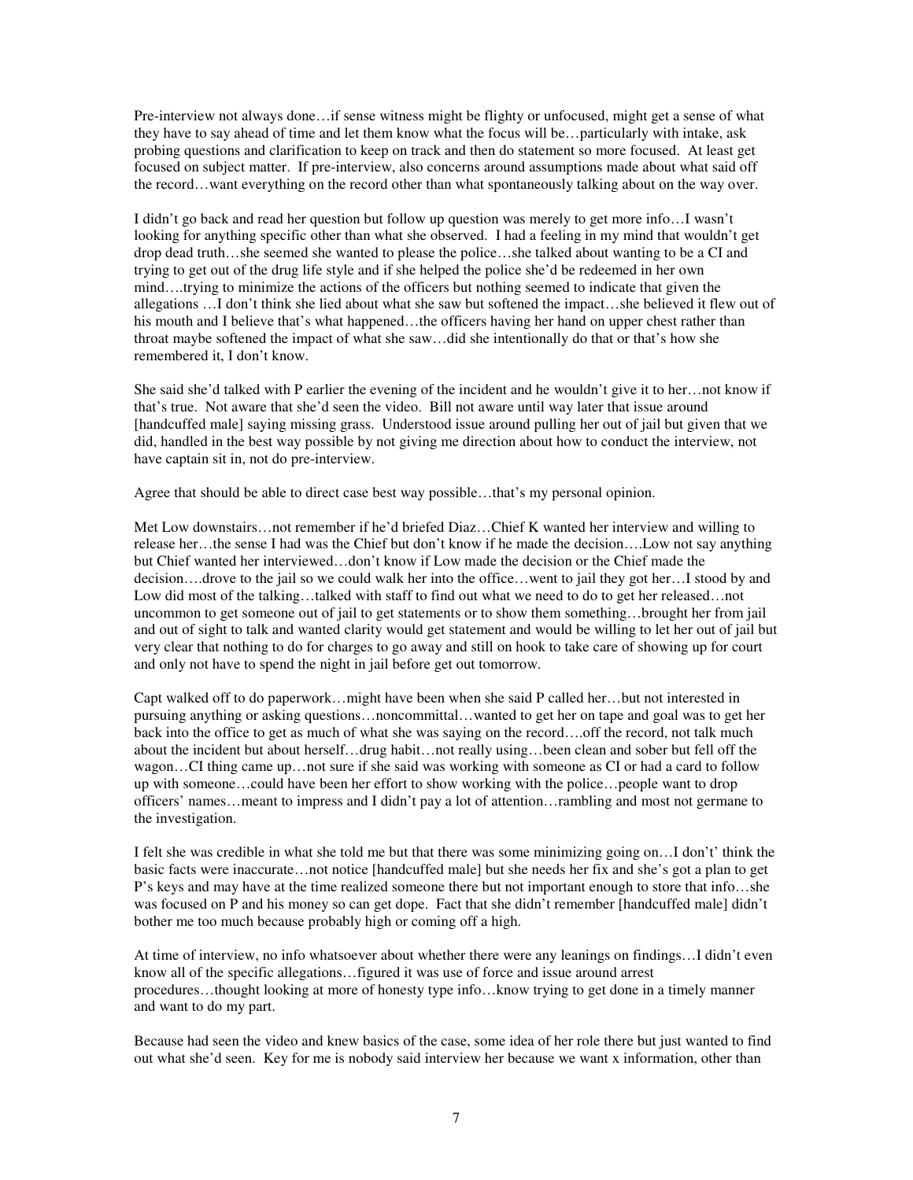Pre-interview not always done…if sense witness might be flighty or unfocused, might get a sense of what they have to say ahead of time and let them know what the focus will be…particularly with intake, ask probing questions and clarification to keep on track and then do statement so more focused. At least get focused on subject matter. If pre-interview, also concerns around assumptions made about what said off the record…want everything on the record other than what spontaneously talking about on the way over.

I didn't go back and read her question but follow up question was merely to get more info…I wasn't looking for anything specific other than what she observed. I had a feeling in my mind that wouldn't get drop dead truth…she seemed she wanted to please the police…she talked about wanting to be a CI and trying to get out of the drug life style and if she helped the police she'd be redeemed in her own mind….trying to minimize the actions of the officers but nothing seemed to indicate that given the allegations …I don't think she lied about what she saw but softened the impact…she believed it flew out of his mouth and I believe that's what happened…the officers having her hand on upper chest rather than throat maybe softened the impact of what she saw…did she intentionally do that or that's how she remembered it, I don't know.

She said she'd talked with P earlier the evening of the incident and he wouldn't give it to her…not know if that's true. Not aware that she'd seen the video. Bill not aware until way later that issue around [handcuffed male] saying missing grass. Understood issue around pulling her out of jail but given that we did, handled in the best way possible by not giving me direction about how to conduct the interview, not have captain sit in, not do pre-interview.

Agree that should be able to direct case best way possible…that's my personal opinion.

Met Low downstairs…not remember if he'd briefed Diaz…Chief K wanted her interview and willing to release her…the sense I had was the Chief but don't know if he made the decision….Low not say anything but Chief wanted her interviewed…don't know if Low made the decision or the Chief made the decision….drove to the jail so we could walk her into the office…went to jail they got her…I stood by and Low did most of the talking…talked with staff to find out what we need to do to get her released…not uncommon to get someone out of jail to get statements or to show them something…brought her from jail and out of sight to talk and wanted clarity would get statement and would be willing to let her out of jail but very clear that nothing to do for charges to go away and still on hook to take care of showing up for court and only not have to spend the night in jail before get out tomorrow.

Capt walked off to do paperwork…might have been when she said P called her…but not interested in pursuing anything or asking questions…noncommittal…wanted to get her on tape and goal was to get her back into the office to get as much of what she was saying on the record….off the record, not talk much about the incident but about herself…drug habit…not really using…been clean and sober but fell off the wagon…CI thing came up…not sure if she said was working with someone as CI or had a card to follow up with someone…could have been her effort to show working with the police…people want to drop officers' names…meant to impress and I didn't pay a lot of attention…rambling and most not germane to the investigation.

I felt she was credible in what she told me but that there was some minimizing going on…I don't' think the basic facts were inaccurate…not notice [handcuffed male] but she needs her fix and she's got a plan to get P's keys and may have at the time realized someone there but not important enough to store that info…she was focused on P and his money so can get dope. Fact that she didn't remember [handcuffed male] didn't bother me too much because probably high or coming off a high.

At time of interview, no info whatsoever about whether there were any leanings on findings…I didn't even know all of the specific allegations…figured it was use of force and issue around arrest procedures…thought looking at more of honesty type info…know trying to get done in a timely manner and want to do my part.

Because had seen the video and knew basics of the case, some idea of her role there but just wanted to find out what she'd seen. Key for me is nobody said interview her because we want x information, other than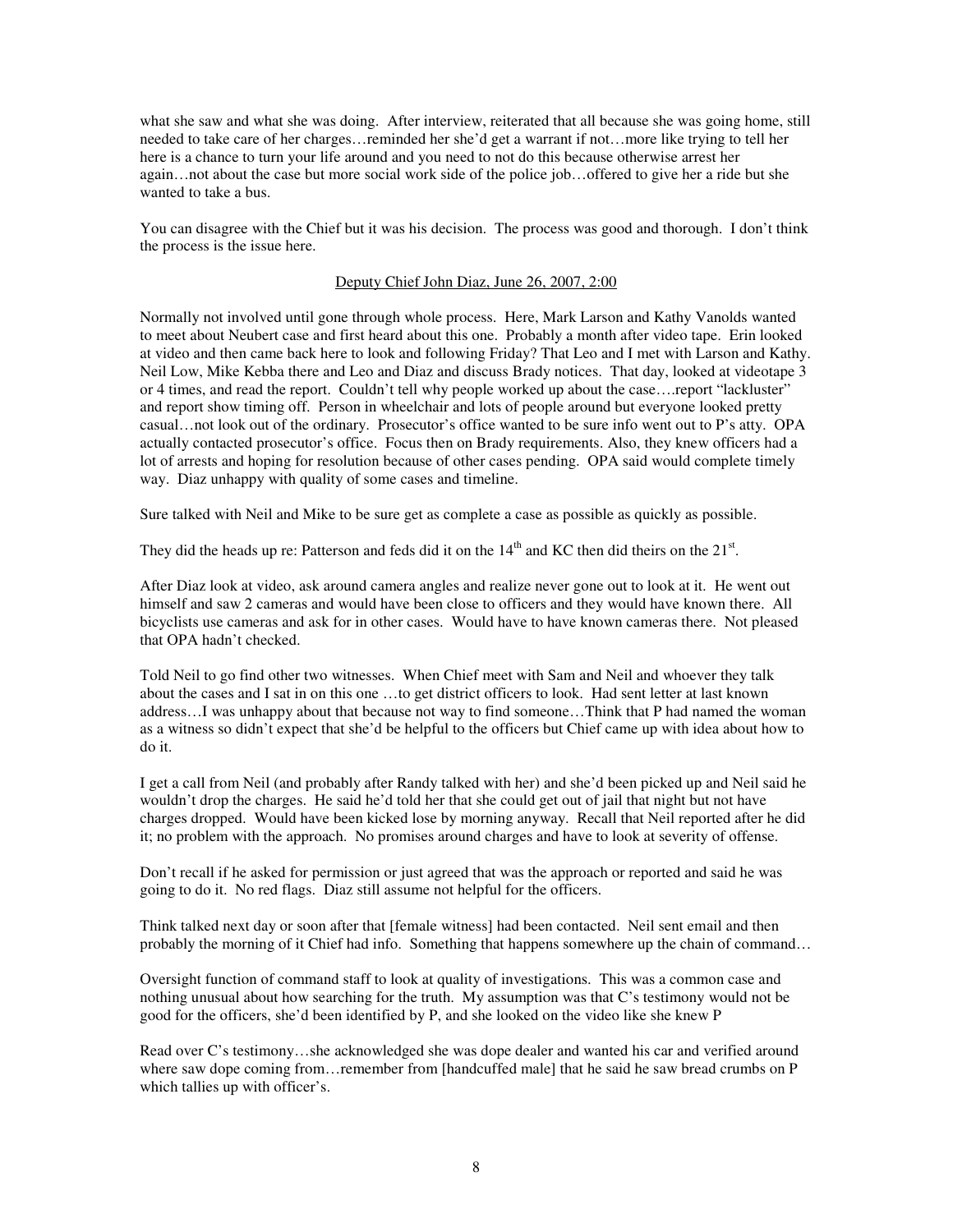what she saw and what she was doing. After interview, reiterated that all because she was going home, still needed to take care of her charges…reminded her she'd get a warrant if not…more like trying to tell her here is a chance to turn your life around and you need to not do this because otherwise arrest her again…not about the case but more social work side of the police job…offered to give her a ride but she wanted to take a bus.

You can disagree with the Chief but it was his decision. The process was good and thorough. I don't think the process is the issue here.

<u>Deputy Chief John Diaz, June 26, 2007, 2:00</u>

Normally not involved until gone through whole process. Here, Mark Larson and Kathy Vanolds wanted to meet about Neubert case and first heard about this one. Probably a month after video tape. Erin looked at video and then came back here to look and following Friday? That Leo and I met with Larson and Kathy. Neil Low, Mike Kebba there and Leo and Diaz and discuss Brady notices. That day, looked at videotape 3 or 4 times, and read the report. Couldn't tell why people worked up about the case….report "lackluster" and report show timing off. Person in wheelchair and lots of people around but everyone looked pretty casual…not look out of the ordinary. Prosecutor's office wanted to be sure info went out to P's atty. OPA actually contacted prosecutor's office. Focus then on Brady requirements. Also, they knew officers had a lot of arrests and hoping for resolution because of other cases pending. OPA said would complete timely way. Diaz unhappy with quality of some cases and timeline.

Sure talked with Neil and Mike to be sure get as complete a case as possible as quickly as possible.

They did the heads up re: Patterson and feds did it on the 14th and KC then did theirs on the 21st.

After Diaz look at video, ask around camera angles and realize never gone out to look at it. He went out himself and saw 2 cameras and would have been close to officers and they would have known there. All bicyclists use cameras and ask for in other cases. Would have to have known cameras there. Not pleased that OPA hadn't checked.

Told Neil to go find other two witnesses. When Chief meet with Sam and Neil and whoever they talk about the cases and I sat in on this one …to get district officers to look. Had sent letter at last known address…I was unhappy about that because not way to find someone…Think that P had named the woman as a witness so didn't expect that she'd be helpful to the officers but Chief came up with idea about how to do it.

I get a call from Neil (and probably after Randy talked with her) and she'd been picked up and Neil said he wouldn't drop the charges. He said he'd told her that she could get out of jail that night but not have charges dropped. Would have been kicked lose by morning anyway. Recall that Neil reported after he did it; no problem with the approach. No promises around charges and have to look at severity of offense.

Don't recall if he asked for permission or just agreed that was the approach or reported and said he was going to do it. No red flags. Diaz still assume not helpful for the officers.

Think talked next day or soon after that [female witness] had been contacted. Neil sent email and then probably the morning of it Chief had info. Something that happens somewhere up the chain of command…

Oversight function of command staff to look at quality of investigations. This was a common case and nothing unusual about how searching for the truth. My assumption was that C's testimony would not be good for the officers, she'd been identified by P, and she looked on the video like she knew P

Read over C's testimony…she acknowledged she was dope dealer and wanted his car and verified around where saw dope coming from…remember from [handcuffed male] that he said he saw bread crumbs on P which tallies up with officer's.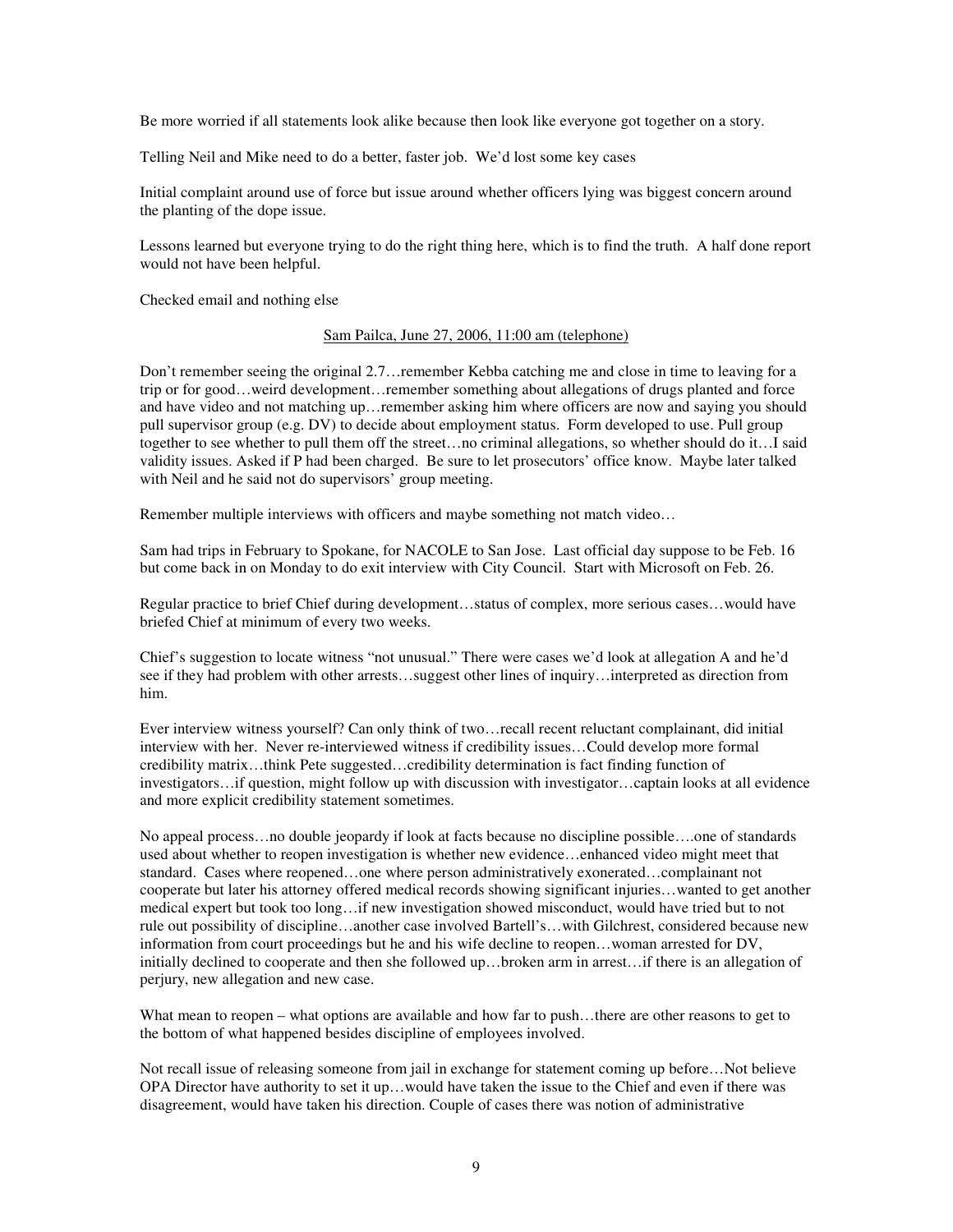Be more worried if all statements look alike because then look like everyone got together on a story.

Telling Neil and Mike need to do a better, faster job. We'd lost some key cases

Initial complaint around use of force but issue around whether officers lying was biggest concern around the planting of the dope issue.

Lessons learned but everyone trying to do the right thing here, which is to find the truth. A half done report would not have been helpful.

Checked email and nothing else

Sam Pailca, June 27, 2006, 11:00 am (telephone)

Don't remember seeing the original 2.7…remember Kebba catching me and close in time to leaving for a trip or for good…weird development…remember something about allegations of drugs planted and force and have video and not matching up…remember asking him where officers are now and saying you should pull supervisor group (e.g. DV) to decide about employment status. Form developed to use. Pull group together to see whether to pull them off the street…no criminal allegations, so whether should do it…I said validity issues. Asked if P had been charged. Be sure to let prosecutors' office know. Maybe later talked with Neil and he said not do supervisors' group meeting.

Remember multiple interviews with officers and maybe something not match video…

Sam had trips in February to Spokane, for NACOLE to San Jose. Last official day suppose to be Feb. 16 but come back in on Monday to do exit interview with City Council. Start with Microsoft on Feb. 26.

Regular practice to brief Chief during development…status of complex, more serious cases…would have briefed Chief at minimum of every two weeks.

Chief's suggestion to locate witness "not unusual." There were cases we'd look at allegation A and he'd see if they had problem with other arrests…suggest other lines of inquiry…interpreted as direction from him.

Ever interview witness yourself? Can only think of two…recall recent reluctant complainant, did initial interview with her. Never re-interviewed witness if credibility issues…Could develop more formal credibility matrix…think Pete suggested…credibility determination is fact finding function of investigators…if question, might follow up with discussion with investigator…captain looks at all evidence and more explicit credibility statement sometimes.

No appeal process…no double jeopardy if look at facts because no discipline possible….one of standards used about whether to reopen investigation is whether new evidence…enhanced video might meet that standard. Cases where reopened…one where person administratively exonerated…complainant not cooperate but later his attorney offered medical records showing significant injuries…wanted to get another medical expert but took too long…if new investigation showed misconduct, would have tried but to not rule out possibility of discipline…another case involved Bartell's…with Gilchrest, considered because new information from court proceedings but he and his wife decline to reopen…woman arrested for DV, initially declined to cooperate and then she followed up…broken arm in arrest…if there is an allegation of perjury, new allegation and new case.

What mean to reopen – what options are available and how far to push…there are other reasons to get to the bottom of what happened besides discipline of employees involved.

Not recall issue of releasing someone from jail in exchange for statement coming up before…Not believe OPA Director have authority to set it up…would have taken the issue to the Chief and even if there was disagreement, would have taken his direction. Couple of cases there was notion of administrative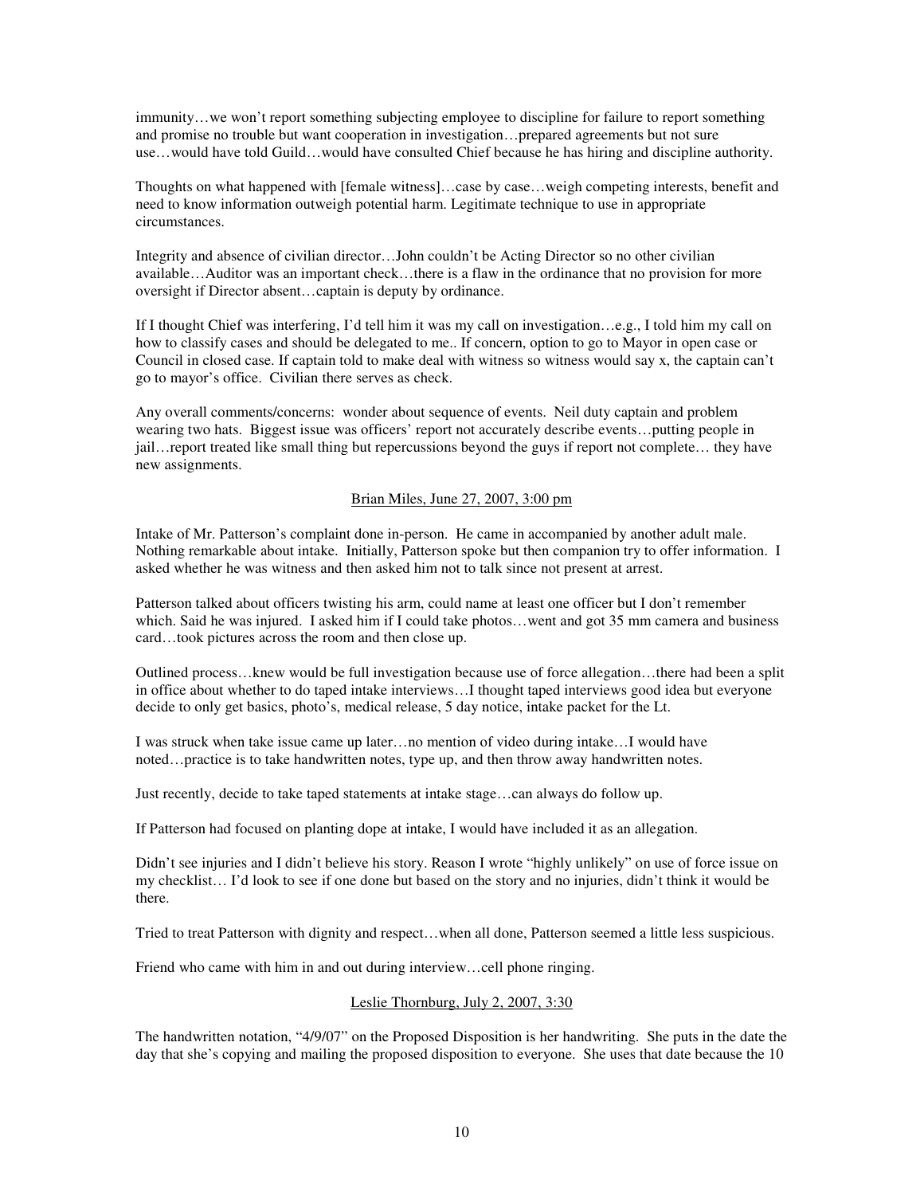immunity…we won't report something subjecting employee to discipline for failure to report something and promise no trouble but want cooperation in investigation…prepared agreements but not sure use…would have told Guild…would have consulted Chief because he has hiring and discipline authority.

Thoughts on what happened with [female witness]…case by case…weigh competing interests, benefit and need to know information outweigh potential harm. Legitimate technique to use in appropriate circumstances.

Integrity and absence of civilian director…John couldn't be Acting Director so no other civilian available…Auditor was an important check…there is a flaw in the ordinance that no provision for more oversight if Director absent…captain is deputy by ordinance.

If I thought Chief was interfering, I'd tell him it was my call on investigation…e.g., I told him my call on how to classify cases and should be delegated to me.. If concern, option to go to Mayor in open case or Council in closed case. If captain told to make deal with witness so witness would say x, the captain can't go to mayor's office. Civilian there serves as check.

Any overall comments/concerns: wonder about sequence of events. Neil duty captain and problem wearing two hats. Biggest issue was officers' report not accurately describe events…putting people in jail…report treated like small thing but repercussions beyond the guys if report not complete… they have new assignments.

<u>Brian Miles, June 27, 2007, 3:00 pm</u>

Intake of Mr. Patterson's complaint done in-person. He came in accompanied by another adult male. Nothing remarkable about intake. Initially, Patterson spoke but then companion try to offer information. I asked whether he was witness and then asked him not to talk since not present at arrest.

Patterson talked about officers twisting his arm, could name at least one officer but I don't remember which. Said he was injured. I asked him if I could take photos…went and got 35 mm camera and business card…took pictures across the room and then close up.

Outlined process…knew would be full investigation because use of force allegation…there had been a split in office about whether to do taped intake interviews…I thought taped interviews good idea but everyone decide to only get basics, photo's, medical release, 5 day notice, intake packet for the Lt.

I was struck when take issue came up later…no mention of video during intake…I would have noted…practice is to take handwritten notes, type up, and then throw away handwritten notes.

Just recently, decide to take taped statements at intake stage…can always do follow up.

If Patterson had focused on planting dope at intake, I would have included it as an allegation.

Didn't see injuries and I didn't believe his story. Reason I wrote "highly unlikely" on use of force issue on my checklist… I'd look to see if one done but based on the story and no injuries, didn't think it would be there.

Tried to treat Patterson with dignity and respect…when all done, Patterson seemed a little less suspicious.

Friend who came with him in and out during interview…cell phone ringing.

<u>Leslie Thornburg, July 2, 2007, 3:30</u>

The handwritten notation, "4/9/07" on the Proposed Disposition is her handwriting. She puts in the date the day that she's copying and mailing the proposed disposition to everyone. She uses that date because the 10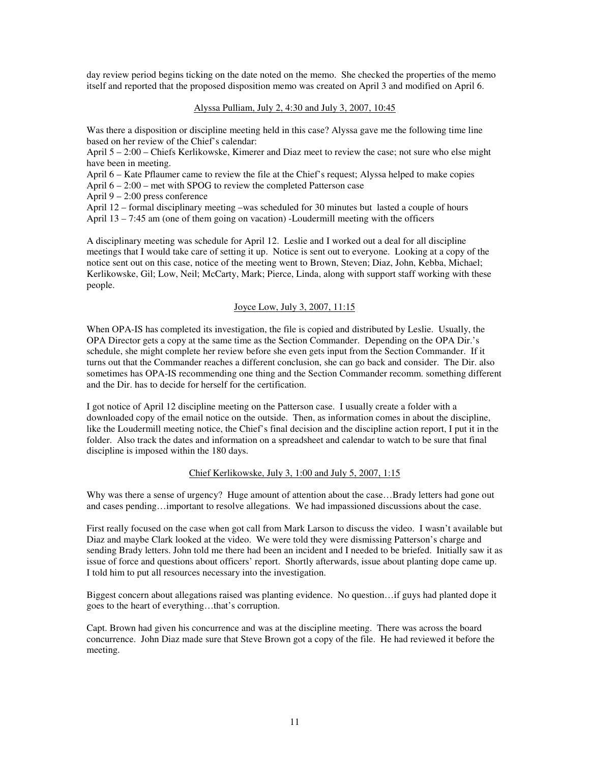day review period begins ticking on the date noted on the memo. She checked the properties of the memo itself and reported that the proposed disposition memo was created on April 3 and modified on April 6.

### Alyssa Pulliam, July 2, 4:30 and July 3, 2007, 10:45

Was there a disposition or discipline meeting held in this case? Alyssa gave me the following time line based on her review of the Chief's calendar:

April 5 – 2:00 – Chiefs Kerlikowske, Kimerer and Diaz meet to review the case; not sure who else might have been in meeting.
April 6 – Kate Pflaumer came to review the file at the Chief's request; Alyssa helped to make copies
April 6 – 2:00 – met with SPOG to review the completed Patterson case
April 9 – 2:00 press conference
April 12 – formal disciplinary meeting –was scheduled for 30 minutes but lasted a couple of hours
April 13 – 7:45 am (one of them going on vacation) -Loudermill meeting with the officers

A disciplinary meeting was schedule for April 12. Leslie and I worked out a deal for all discipline meetings that I would take care of setting it up. Notice is sent out to everyone. Looking at a copy of the notice sent out on this case, notice of the meeting went to Brown, Steven; Diaz, John, Kebba, Michael; Kerlikowske, Gil; Low, Neil; McCarty, Mark; Pierce, Linda, along with support staff working with these people.

### Joyce Low, July 3, 2007, 11:15

When OPA-IS has completed its investigation, the file is copied and distributed by Leslie. Usually, the OPA Director gets a copy at the same time as the Section Commander. Depending on the OPA Dir.'s schedule, she might complete her review before she even gets input from the Section Commander. If it turns out that the Commander reaches a different conclusion, she can go back and consider. The Dir. also sometimes has OPA-IS recommending one thing and the Section Commander recomm. something different and the Dir. has to decide for herself for the certification.

I got notice of April 12 discipline meeting on the Patterson case. I usually create a folder with a downloaded copy of the email notice on the outside. Then, as information comes in about the discipline, like the Loudermill meeting notice, the Chief's final decision and the discipline action report, I put it in the folder. Also track the dates and information on a spreadsheet and calendar to watch to be sure that final discipline is imposed within the 180 days.

### Chief Kerlikowske, July 3, 1:00 and July 5, 2007, 1:15

Why was there a sense of urgency? Huge amount of attention about the case…Brady letters had gone out and cases pending…important to resolve allegations. We had impassioned discussions about the case.

First really focused on the case when got call from Mark Larson to discuss the video. I wasn't available but Diaz and maybe Clark looked at the video. We were told they were dismissing Patterson's charge and sending Brady letters. John told me there had been an incident and I needed to be briefed. Initially saw it as issue of force and questions about officers' report. Shortly afterwards, issue about planting dope came up. I told him to put all resources necessary into the investigation.

Biggest concern about allegations raised was planting evidence. No question…if guys had planted dope it goes to the heart of everything…that's corruption.

Capt. Brown had given his concurrence and was at the discipline meeting. There was across the board concurrence. John Diaz made sure that Steve Brown got a copy of the file. He had reviewed it before the meeting.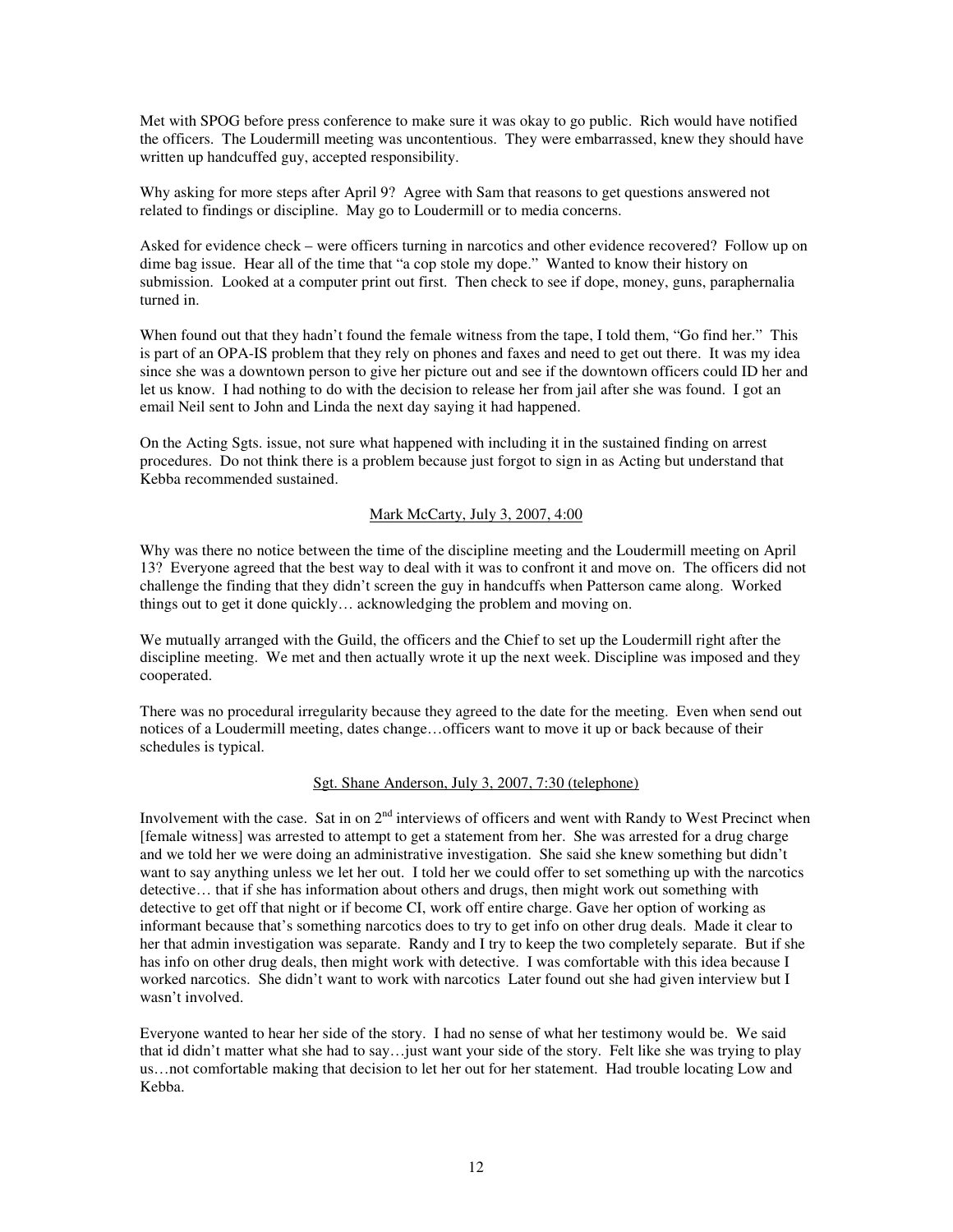Met with SPOG before press conference to make sure it was okay to go public. Rich would have notified the officers. The Loudermill meeting was uncontentious. They were embarrassed, knew they should have written up handcuffed guy, accepted responsibility.

Why asking for more steps after April 9? Agree with Sam that reasons to get questions answered not related to findings or discipline. May go to Loudermill or to media concerns.

Asked for evidence check – were officers turning in narcotics and other evidence recovered? Follow up on dime bag issue. Hear all of the time that "a cop stole my dope." Wanted to know their history on submission. Looked at a computer print out first. Then check to see if dope, money, guns, paraphernalia turned in.

When found out that they hadn't found the female witness from the tape, I told them, "Go find her." This is part of an OPA-IS problem that they rely on phones and faxes and need to get out there. It was my idea since she was a downtown person to give her picture out and see if the downtown officers could ID her and let us know. I had nothing to do with the decision to release her from jail after she was found. I got an email Neil sent to John and Linda the next day saying it had happened.

On the Acting Sgts. issue, not sure what happened with including it in the sustained finding on arrest procedures. Do not think there is a problem because just forgot to sign in as Acting but understand that Kebba recommended sustained.

<u>Mark McCarty, July 3, 2007, 4:00</u>

Why was there no notice between the time of the discipline meeting and the Loudermill meeting on April 13? Everyone agreed that the best way to deal with it was to confront it and move on. The officers did not challenge the finding that they didn't screen the guy in handcuffs when Patterson came along. Worked things out to get it done quickly… acknowledging the problem and moving on.

We mutually arranged with the Guild, the officers and the Chief to set up the Loudermill right after the discipline meeting. We met and then actually wrote it up the next week. Discipline was imposed and they cooperated.

There was no procedural irregularity because they agreed to the date for the meeting. Even when send out notices of a Loudermill meeting, dates change…officers want to move it up or back because of their schedules is typical.

<u>Sgt. Shane Anderson, July 3, 2007, 7:30 (telephone)</u>

Involvement with the case. Sat in on 2nd interviews of officers and went with Randy to West Precinct when [female witness] was arrested to attempt to get a statement from her. She was arrested for a drug charge and we told her we were doing an administrative investigation. She said she knew something but didn't want to say anything unless we let her out. I told her we could offer to set something up with the narcotics detective… that if she has information about others and drugs, then might work out something with detective to get off that night or if become CI, work off entire charge. Gave her option of working as informant because that's something narcotics does to try to get info on other drug deals. Made it clear to her that admin investigation was separate. Randy and I try to keep the two completely separate. But if she has info on other drug deals, then might work with detective. I was comfortable with this idea because I worked narcotics. She didn't want to work with narcotics Later found out she had given interview but I wasn't involved.

Everyone wanted to hear her side of the story. I had no sense of what her testimony would be. We said that id didn't matter what she had to say…just want your side of the story. Felt like she was trying to play us…not comfortable making that decision to let her out for her statement. Had trouble locating Low and Kebba.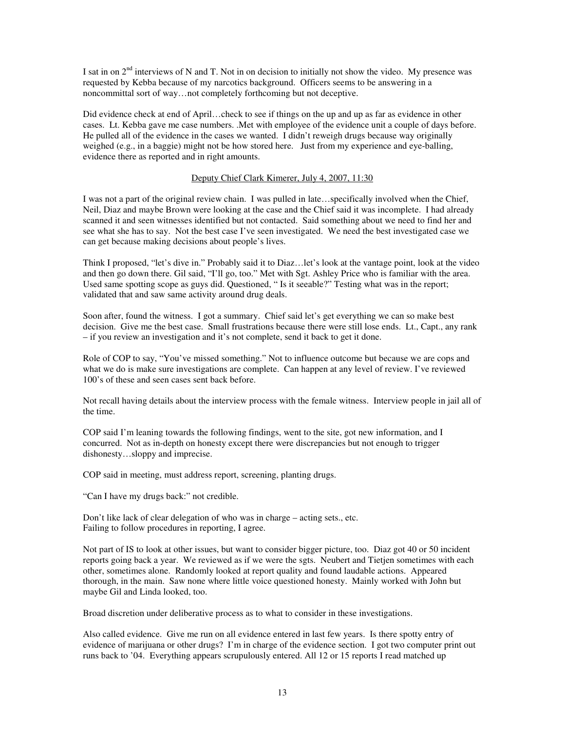I sat in on 2nd interviews of N and T. Not in on decision to initially not show the video. My presence was requested by Kebba because of my narcotics background. Officers seems to be answering in a noncommittal sort of way…not completely forthcoming but not deceptive.

Did evidence check at end of April…check to see if things on the up and up as far as evidence in other cases. Lt. Kebba gave me case numbers. .Met with employee of the evidence unit a couple of days before. He pulled all of the evidence in the cases we wanted. I didn't reweigh drugs because way originally weighed (e.g., in a baggie) might not be how stored here. Just from my experience and eye-balling, evidence there as reported and in right amounts.

<u>Deputy Chief Clark Kimerer, July 4, 2007, 11:30</u>

I was not a part of the original review chain. I was pulled in late…specifically involved when the Chief, Neil, Diaz and maybe Brown were looking at the case and the Chief said it was incomplete. I had already scanned it and seen witnesses identified but not contacted. Said something about we need to find her and see what she has to say. Not the best case I've seen investigated. We need the best investigated case we can get because making decisions about people's lives.

Think I proposed, "let's dive in." Probably said it to Diaz…let's look at the vantage point, look at the video and then go down there. Gil said, "I'll go, too." Met with Sgt. Ashley Price who is familiar with the area. Used same spotting scope as guys did. Questioned, " Is it seeable?" Testing what was in the report; validated that and saw same activity around drug deals.

Soon after, found the witness. I got a summary. Chief said let's get everything we can so make best decision. Give me the best case. Small frustrations because there were still lose ends. Lt., Capt., any rank – if you review an investigation and it's not complete, send it back to get it done.

Role of COP to say, "You've missed something." Not to influence outcome but because we are cops and what we do is make sure investigations are complete. Can happen at any level of review. I've reviewed 100's of these and seen cases sent back before.

Not recall having details about the interview process with the female witness. Interview people in jail all of the time.

COP said I'm leaning towards the following findings, went to the site, got new information, and I concurred. Not as in-depth on honesty except there were discrepancies but not enough to trigger dishonesty…sloppy and imprecise.

COP said in meeting, must address report, screening, planting drugs.

"Can I have my drugs back:" not credible.

Don't like lack of clear delegation of who was in charge – acting sets., etc.
Failing to follow procedures in reporting, I agree.

Not part of IS to look at other issues, but want to consider bigger picture, too. Diaz got 40 or 50 incident reports going back a year. We reviewed as if we were the sgts. Neubert and Tietjen sometimes with each other, sometimes alone. Randomly looked at report quality and found laudable actions. Appeared thorough, in the main. Saw none where little voice questioned honesty. Mainly worked with John but maybe Gil and Linda looked, too.

Broad discretion under deliberative process as to what to consider in these investigations.

Also called evidence. Give me run on all evidence entered in last few years. Is there spotty entry of evidence of marijuana or other drugs? I'm in charge of the evidence section. I got two computer print out runs back to '04. Everything appears scrupulously entered. All 12 or 15 reports I read matched up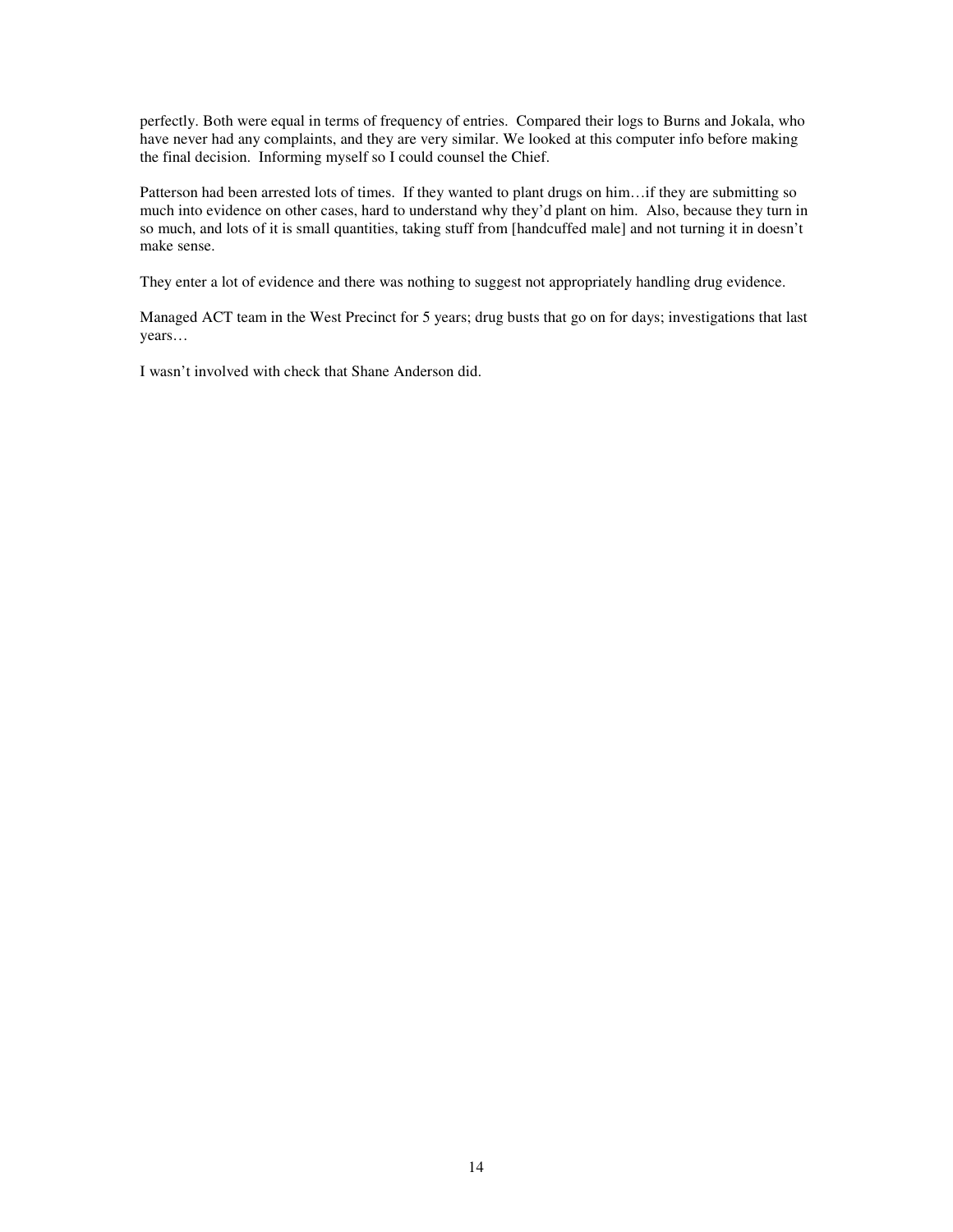perfectly. Both were equal in terms of frequency of entries. Compared their logs to Burns and Jokala, who have never had any complaints, and they are very similar. We looked at this computer info before making the final decision. Informing myself so I could counsel the Chief.

Patterson had been arrested lots of times. If they wanted to plant drugs on him…if they are submitting so much into evidence on other cases, hard to understand why they'd plant on him. Also, because they turn in so much, and lots of it is small quantities, taking stuff from [handcuffed male] and not turning it in doesn't make sense.

They enter a lot of evidence and there was nothing to suggest not appropriately handling drug evidence.

Managed ACT team in the West Precinct for 5 years; drug busts that go on for days; investigations that last years…

I wasn't involved with check that Shane Anderson did.